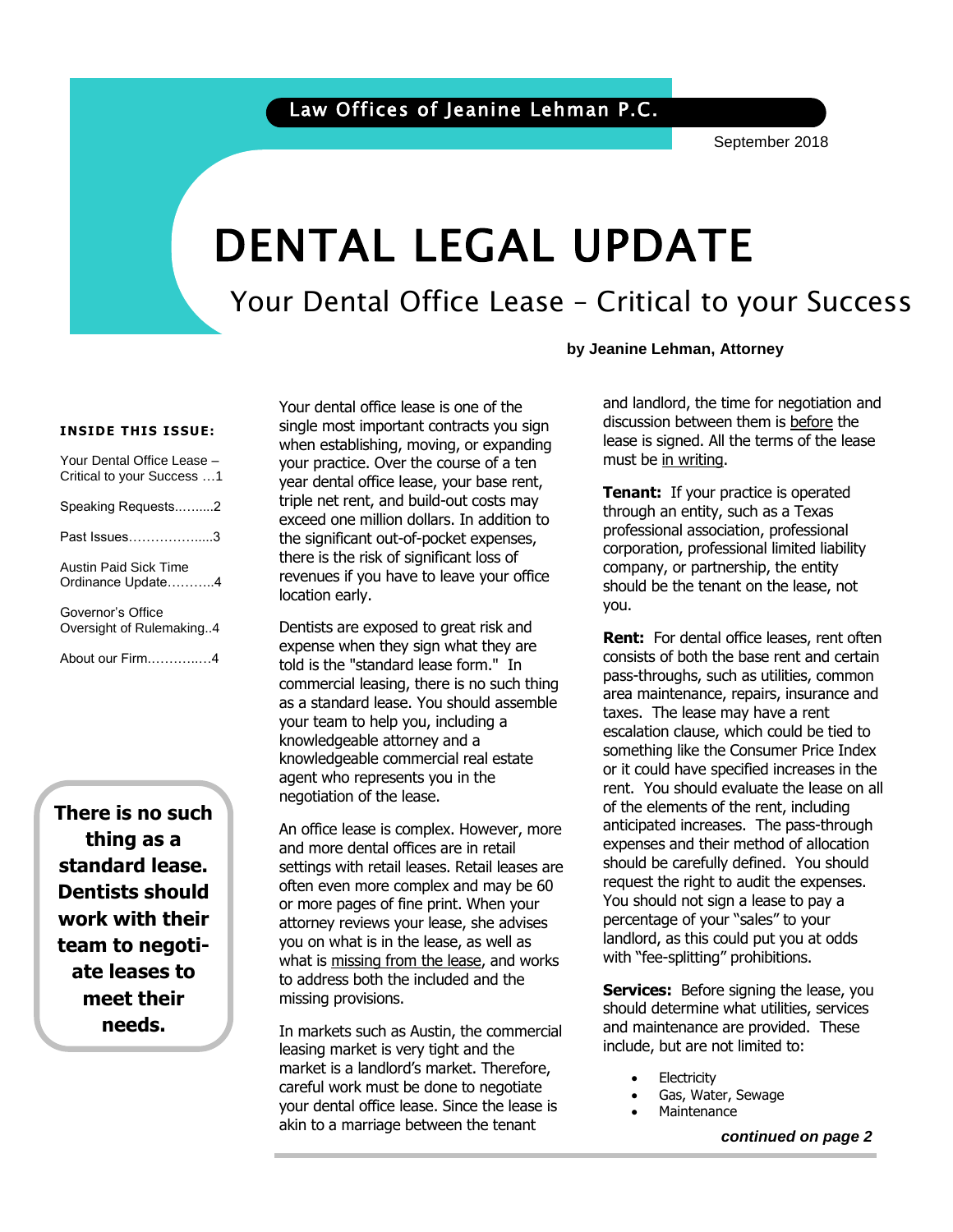Law Offices of Jeanine Lehman P.C.

September 2018

# DENTAL LEGAL UPDATE

## Your Dental Office Lease – Critical to your Success

**by Jeanine Lehman, Attorney**

**INSIDE THIS ISSUE:**

- Your Dental Office Lease – Critical to your Success …1
- Speaking Requests..…....2
- Past Issues……………......3
- Austin Paid Sick Time Ordinance Update………..4
- Governor's Office Oversight of Rulemaking..4
- About our Firm.………..…4

**There is no such thing as a standard lease. Dentists should work with their team to negotiate leases to meet their needs.**

Your dental office lease is one of the single most important contracts you sign when establishing, moving, or expanding your practice. Over the course of a ten year dental office lease, your base rent, triple net rent, and build-out costs may exceed one million dollars. In addition to the significant out-of-pocket expenses, there is the risk of significant loss of revenues if you have to leave your office location early.

Dentists are exposed to great risk and expense when they sign what they are told is the "standard lease form." In commercial leasing, there is no such thing as a standard lease. You should assemble your team to help you, including a knowledgeable attorney and a knowledgeable commercial real estate agent who represents you in the negotiation of the lease.

An office lease is complex. However, more and more dental offices are in retail settings with retail leases. Retail leases are often even more complex and may be 60 or more pages of fine print. When your attorney reviews your lease, she advises you on what is in the lease, as well as what is missing from the lease, and works to address both the included and the missing provisions.

In markets such as Austin, the commercial leasing market is very tight and the market is a landlord's market. Therefore, careful work must be done to negotiate your dental office lease. Since the lease is akin to a marriage between the tenant and landlord, the time for negotiation and discussion between them is before the lease is signed. All the terms of the lease must be in writing.

**Tenant:** If your practice is operated through an entity, such as a Texas professional association, professional corporation, professional limited liability company, or partnership, the entity should be the tenant on the lease, not you.

**Rent:** For dental office leases, rent often consists of both the base rent and certain pass-throughs, such as utilities, common area maintenance, repairs, insurance and taxes. The lease may have a rent escalation clause, which could be tied to something like the Consumer Price Index or it could have specified increases in the rent. You should evaluate the lease on all of the elements of the rent, including anticipated increases. The pass-through expenses and their method of allocation should be carefully defined. You should request the right to audit the expenses. You should not sign a lease to pay a percentage of your "sales" to your landlord, as this could put you at odds with "fee-splitting" prohibitions.

**Services:** Before signing the lease, you should determine what utilities, services and maintenance are provided. These include, but are not limited to:

- Electricity
- Gas, Water, Sewage
- Maintenance

***continued on page 2***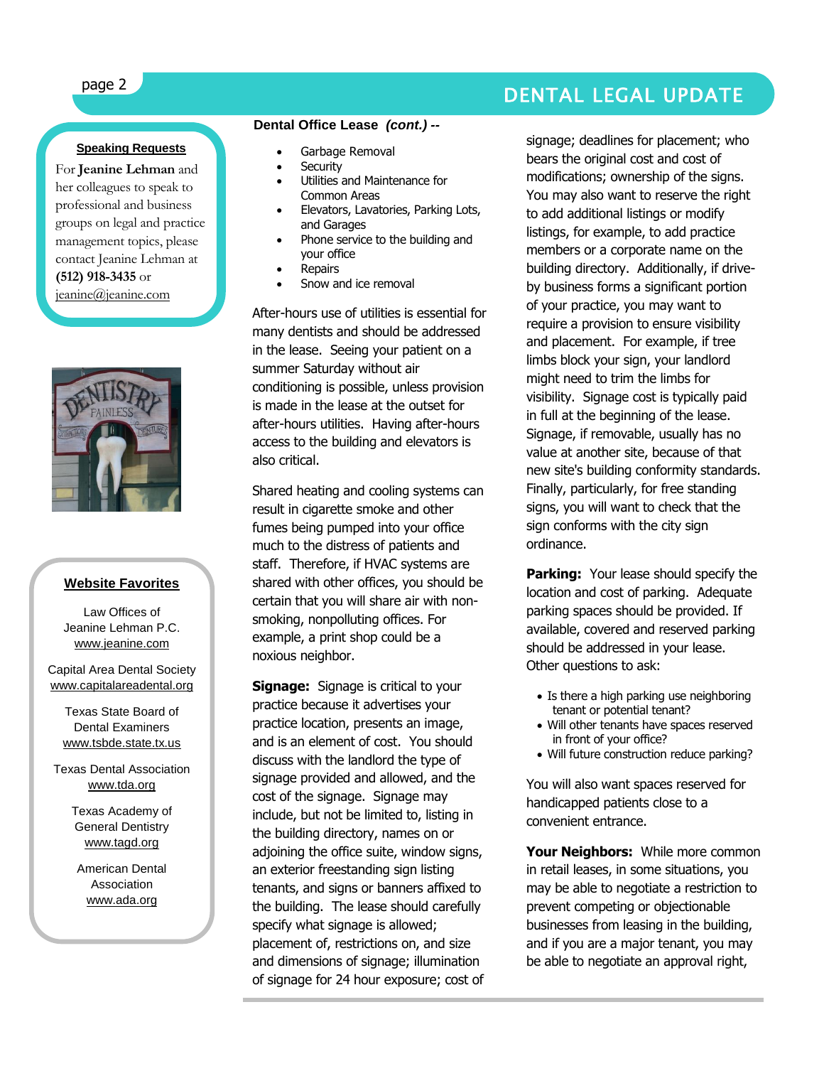## Speaking Requests

For **Jeanine Lehman** and her colleagues to speak to professional and business groups on legal and practice management topics, please contact Jeanine Lehman at **(512) 918-3435** or jeanine@jeanine.com

## Website Favorites

Law Offices of Jeanine Lehman P.C.
www.jeanine.com

Capital Area Dental Society
www.capitalareadental.org

Texas State Board of Dental Examiners
www.tsbde.state.tx.us

Texas Dental Association
www.tda.org

Texas Academy of General Dentistry
www.tagd.org

American Dental Association
www.ada.org

### Dental Office Lease *(cont.)* --

- Garbage Removal
- Security
- Utilities and Maintenance for Common Areas
- Elevators, Lavatories, Parking Lots, and Garages
- Phone service to the building and your office
- Repairs
- Snow and ice removal

After-hours use of utilities is essential for many dentists and should be addressed in the lease. Seeing your patient on a summer Saturday without air conditioning is possible, unless provision is made in the lease at the outset for after-hours utilities. Having after-hours access to the building and elevators is also critical.

Shared heating and cooling systems can result in cigarette smoke and other fumes being pumped into your office much to the distress of patients and staff. Therefore, if HVAC systems are shared with other offices, you should be certain that you will share air with non-smoking, nonpolluting offices. For example, a print shop could be a noxious neighbor.

**Signage:** Signage is critical to your practice because it advertises your practice location, presents an image, and is an element of cost. You should discuss with the landlord the type of signage provided and allowed, and the cost of the signage. Signage may include, but not be limited to, listing in the building directory, names on or adjoining the office suite, window signs, an exterior freestanding sign listing tenants, and signs or banners affixed to the building. The lease should carefully specify what signage is allowed; placement of, restrictions on, and size and dimensions of signage; illumination of signage for 24 hour exposure; cost of signage; deadlines for placement; who bears the original cost and cost of modifications; ownership of the signs. You may also want to reserve the right to add additional listings or modify listings, for example, to add practice members or a corporate name on the building directory. Additionally, if drive-by business forms a significant portion of your practice, you may want to require a provision to ensure visibility and placement. For example, if tree limbs block your sign, your landlord might need to trim the limbs for visibility. Signage cost is typically paid in full at the beginning of the lease. Signage, if removable, usually has no value at another site, because of that new site's building conformity standards. Finally, particularly, for free standing signs, you will want to check that the sign conforms with the city sign ordinance.

**Parking:** Your lease should specify the location and cost of parking. Adequate parking spaces should be provided. If available, covered and reserved parking should be addressed in your lease. Other questions to ask:

- Is there a high parking use neighboring tenant or potential tenant?
- Will other tenants have spaces reserved in front of your office?
- Will future construction reduce parking?

You will also want spaces reserved for handicapped patients close to a convenient entrance.

**Your Neighbors:** While more common in retail leases, in some situations, you may be able to negotiate a restriction to prevent competing or objectionable businesses from leasing in the building, and if you are a major tenant, you may be able to negotiate an approval right,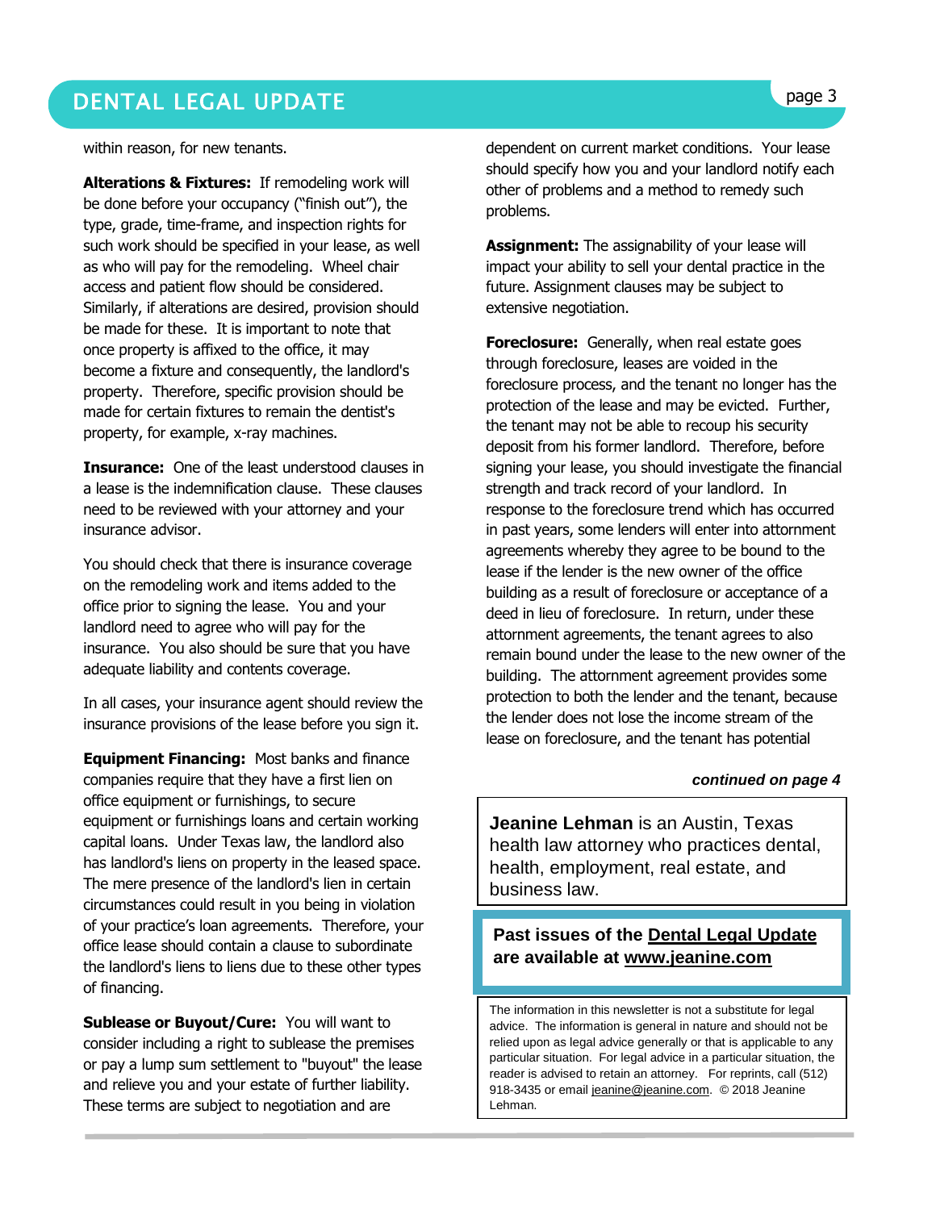within reason, for new tenants.

**Alterations & Fixtures:** If remodeling work will be done before your occupancy ("finish out"), the type, grade, time-frame, and inspection rights for such work should be specified in your lease, as well as who will pay for the remodeling. Wheel chair access and patient flow should be considered. Similarly, if alterations are desired, provision should be made for these. It is important to note that once property is affixed to the office, it may become a fixture and consequently, the landlord's property. Therefore, specific provision should be made for certain fixtures to remain the dentist's property, for example, x-ray machines.

**Insurance:** One of the least understood clauses in a lease is the indemnification clause. These clauses need to be reviewed with your attorney and your insurance advisor.

You should check that there is insurance coverage on the remodeling work and items added to the office prior to signing the lease. You and your landlord need to agree who will pay for the insurance. You also should be sure that you have adequate liability and contents coverage.

In all cases, your insurance agent should review the insurance provisions of the lease before you sign it.

**Equipment Financing:** Most banks and finance companies require that they have a first lien on office equipment or furnishings, to secure equipment or furnishings loans and certain working capital loans. Under Texas law, the landlord also has landlord's liens on property in the leased space. The mere presence of the landlord's lien in certain circumstances could result in you being in violation of your practice's loan agreements. Therefore, your office lease should contain a clause to subordinate the landlord's liens to liens due to these other types of financing.

**Sublease or Buyout/Cure:** You will want to consider including a right to sublease the premises or pay a lump sum settlement to "buyout" the lease and relieve you and your estate of further liability. These terms are subject to negotiation and are dependent on current market conditions. Your lease should specify how you and your landlord notify each other of problems and a method to remedy such problems.

**Assignment:** The assignability of your lease will impact your ability to sell your dental practice in the future. Assignment clauses may be subject to extensive negotiation.

**Foreclosure:** Generally, when real estate goes through foreclosure, leases are voided in the foreclosure process, and the tenant no longer has the protection of the lease and may be evicted. Further, the tenant may not be able to recoup his security deposit from his former landlord. Therefore, before signing your lease, you should investigate the financial strength and track record of your landlord. In response to the foreclosure trend which has occurred in past years, some lenders will enter into attornment agreements whereby they agree to be bound to the lease if the lender is the new owner of the office building as a result of foreclosure or acceptance of a deed in lieu of foreclosure. In return, under these attornment agreements, the tenant agrees to also remain bound under the lease to the new owner of the building. The attornment agreement provides some protection to both the lender and the tenant, because the lender does not lose the income stream of the lease on foreclosure, and the tenant has potential

***continued on page 4***

**Jeanine Lehman** is an Austin, Texas health law attorney who practices dental, health, employment, real estate, and business law.

**Past issues of the Dental Legal Update are available at www.jeanine.com**

The information in this newsletter is not a substitute for legal advice. The information is general in nature and should not be relied upon as legal advice generally or that is applicable to any particular situation. For legal advice in a particular situation, the reader is advised to retain an attorney. For reprints, call (512) 918-3435 or email jeanine@jeanine.com. © 2018 Jeanine Lehman.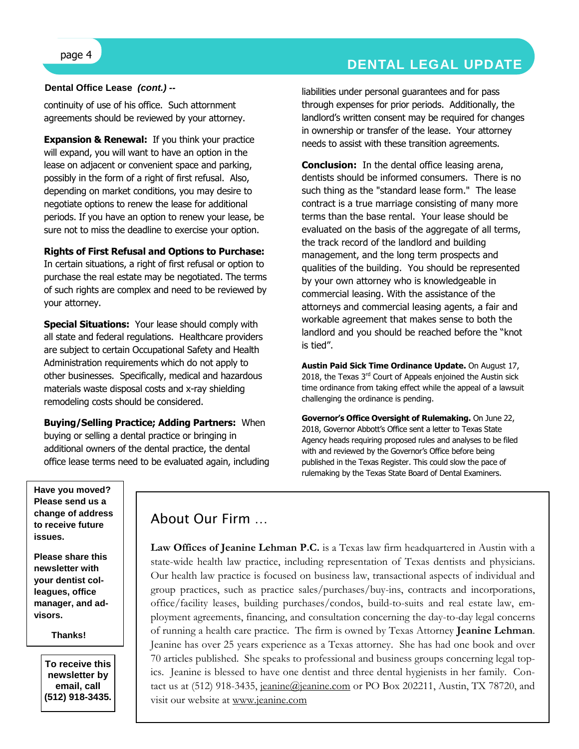**Dental Office Lease** ***(cont.) --***

continuity of use of his office. Such attornment agreements should be reviewed by your attorney.

**Expansion & Renewal:** If you think your practice will expand, you will want to have an option in the lease on adjacent or convenient space and parking, possibly in the form of a right of first refusal. Also, depending on market conditions, you may desire to negotiate options to renew the lease for additional periods. If you have an option to renew your lease, be sure not to miss the deadline to exercise your option.

**Rights of First Refusal and Options to Purchase:** In certain situations, a right of first refusal or option to purchase the real estate may be negotiated. The terms of such rights are complex and need to be reviewed by your attorney.

**Special Situations:** Your lease should comply with all state and federal regulations. Healthcare providers are subject to certain Occupational Safety and Health Administration requirements which do not apply to other businesses. Specifically, medical and hazardous materials waste disposal costs and x-ray shielding remodeling costs should be considered.

**Buying/Selling Practice; Adding Partners:** When buying or selling a dental practice or bringing in additional owners of the dental practice, the dental office lease terms need to be evaluated again, including liabilities under personal guarantees and for pass through expenses for prior periods. Additionally, the landlord's written consent may be required for changes in ownership or transfer of the lease. Your attorney needs to assist with these transition agreements.

**Conclusion:** In the dental office leasing arena, dentists should be informed consumers. There is no such thing as the "standard lease form." The lease contract is a true marriage consisting of many more terms than the base rental. Your lease should be evaluated on the basis of the aggregate of all terms, the track record of the landlord and building management, and the long term prospects and qualities of the building. You should be represented by your own attorney who is knowledgeable in commercial leasing. With the assistance of the attorneys and commercial leasing agents, a fair and workable agreement that makes sense to both the landlord and you should be reached before the "knot is tied".

**Austin Paid Sick Time Ordinance Update.** On August 17, 2018, the Texas 3rd Court of Appeals enjoined the Austin sick time ordinance from taking effect while the appeal of a lawsuit challenging the ordinance is pending.

**Governor's Office Oversight of Rulemaking.** On June 22, 2018, Governor Abbott's Office sent a letter to Texas State Agency heads requiring proposed rules and analyses to be filed with and reviewed by the Governor's Office before being published in the Texas Register. This could slow the pace of rulemaking by the Texas State Board of Dental Examiners.

**Have you moved? Please send us a change of address to receive future issues.**

**Please share this newsletter with your dentist colleagues, office manager, and advisors.**

**Thanks!**

**To receive this newsletter by email, call (512) 918-3435.**

## About Our Firm …

**Law Offices of Jeanine Lehman P.C.** is a Texas law firm headquartered in Austin with a state-wide health law practice, including representation of Texas dentists and physicians. Our health law practice is focused on business law, transactional aspects of individual and group practices, such as practice sales/purchases/buy-ins, contracts and incorporations, office/facility leases, building purchases/condos, build-to-suits and real estate law, employment agreements, financing, and consultation concerning the day-to-day legal concerns of running a health care practice. The firm is owned by Texas Attorney **Jeanine Lehman**. Jeanine has over 25 years experience as a Texas attorney. She has had one book and over 70 articles published. She speaks to professional and business groups concerning legal topics. Jeanine is blessed to have one dentist and three dental hygienists in her family. Contact us at (512) 918-3435, jeanine@jeanine.com or PO Box 202211, Austin, TX 78720, and visit our website at www.jeanine.com